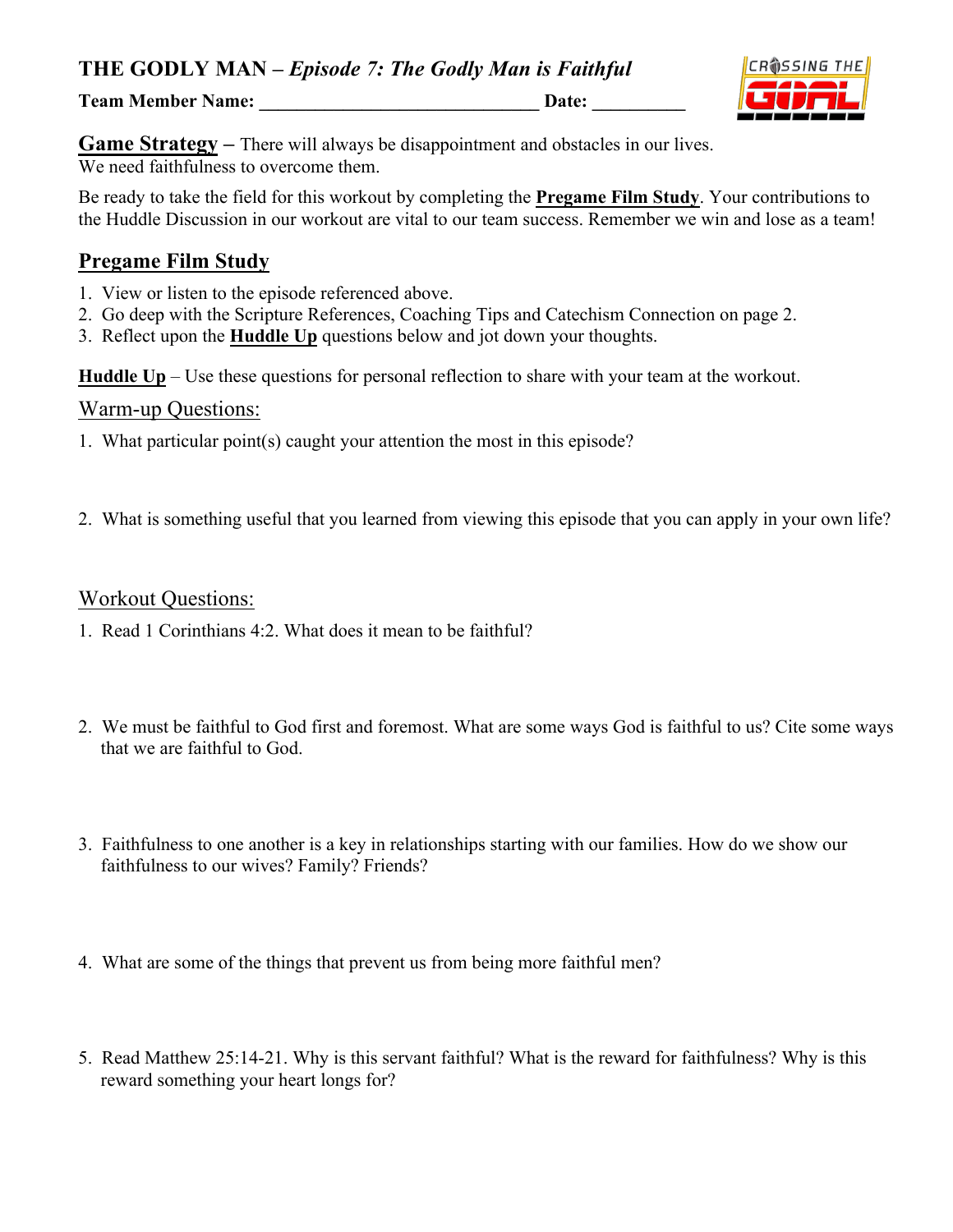# THE GODLY MAN – *Episode 7: The Godly Man is Faithful*

**Team Member Name: _______________________________ Date: __________**

CROSSING THE GOAL

**Game Strategy –** There will always be disappointment and obstacles in our lives. We need faithfulness to overcome them.

Be ready to take the field for this workout by completing the **Pregame Film Study**. Your contributions to the Huddle Discussion in our workout are vital to our team success. Remember we win and lose as a team!

## Pregame Film Study

1. View or listen to the episode referenced above.
2. Go deep with the Scripture References, Coaching Tips and Catechism Connection on page 2.
3. Reflect upon the **Huddle Up** questions below and jot down your thoughts.

**Huddle Up** – Use these questions for personal reflection to share with your team at the workout.

### Warm-up Questions:

1. What particular point(s) caught your attention the most in this episode?

2. What is something useful that you learned from viewing this episode that you can apply in your own life?

### Workout Questions:

1. Read 1 Corinthians 4:2. What does it mean to be faithful?

2. We must be faithful to God first and foremost. What are some ways God is faithful to us? Cite some ways that we are faithful to God.

3. Faithfulness to one another is a key in relationships starting with our families. How do we show our faithfulness to our wives? Family? Friends?

4. What are some of the things that prevent us from being more faithful men?

5. Read Matthew 25:14-21. Why is this servant faithful? What is the reward for faithfulness? Why is this reward something your heart longs for?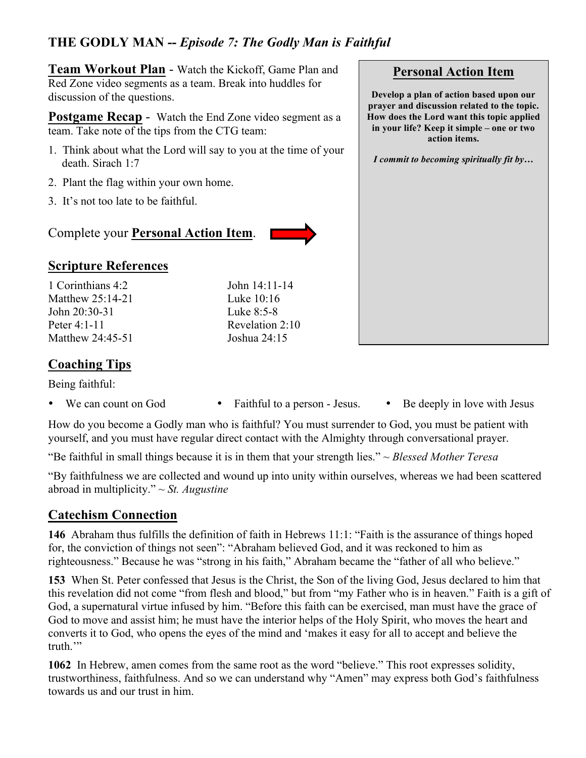## THE GODLY MAN -- *Episode 7: The Godly Man is Faithful*

**Team Workout Plan** - Watch the Kickoff, Game Plan and Red Zone video segments as a team. Break into huddles for discussion of the questions.

**Postgame Recap** - Watch the End Zone video segment as a team. Take note of the tips from the CTG team:

1. Think about what the Lord will say to you at the time of your death. Sirach 1:7
2. Plant the flag within your own home.
3. It's not too late to be faithful.

Complete your **Personal Action Item**.

### Personal Action Item

**Develop a plan of action based upon our prayer and discussion related to the topic. How does the Lord want this topic applied in your life? Keep it simple – one or two action items.**

***I commit to becoming spiritually fit by…***

### Scripture References

1 Corinthians 4:2
Matthew 25:14-21
John 20:30-31
Peter 4:1-11
Matthew 24:45-51
John 14:11-14
Luke 10:16
Luke 8:5-8
Revelation 2:10
Joshua 24:15

### Coaching Tips

Being faithful:

- We can count on God
- Faithful to a person - Jesus.
- Be deeply in love with Jesus

How do you become a Godly man who is faithful? You must surrender to God, you must be patient with yourself, and you must have regular direct contact with the Almighty through conversational prayer.

"Be faithful in small things because it is in them that your strength lies." ~ *Blessed Mother Teresa*

"By faithfulness we are collected and wound up into unity within ourselves, whereas we had been scattered abroad in multiplicity." ~ *St. Augustine*

### Catechism Connection

**146** Abraham thus fulfills the definition of faith in Hebrews 11:1: "Faith is the assurance of things hoped for, the conviction of things not seen": "Abraham believed God, and it was reckoned to him as righteousness." Because he was "strong in his faith," Abraham became the "father of all who believe."

**153** When St. Peter confessed that Jesus is the Christ, the Son of the living God, Jesus declared to him that this revelation did not come "from flesh and blood," but from "my Father who is in heaven." Faith is a gift of God, a supernatural virtue infused by him. "Before this faith can be exercised, man must have the grace of God to move and assist him; he must have the interior helps of the Holy Spirit, who moves the heart and converts it to God, who opens the eyes of the mind and 'makes it easy for all to accept and believe the truth.'"

**1062** In Hebrew, amen comes from the same root as the word "believe." This root expresses solidity, trustworthiness, faithfulness. And so we can understand why "Amen" may express both God's faithfulness towards us and our trust in him.